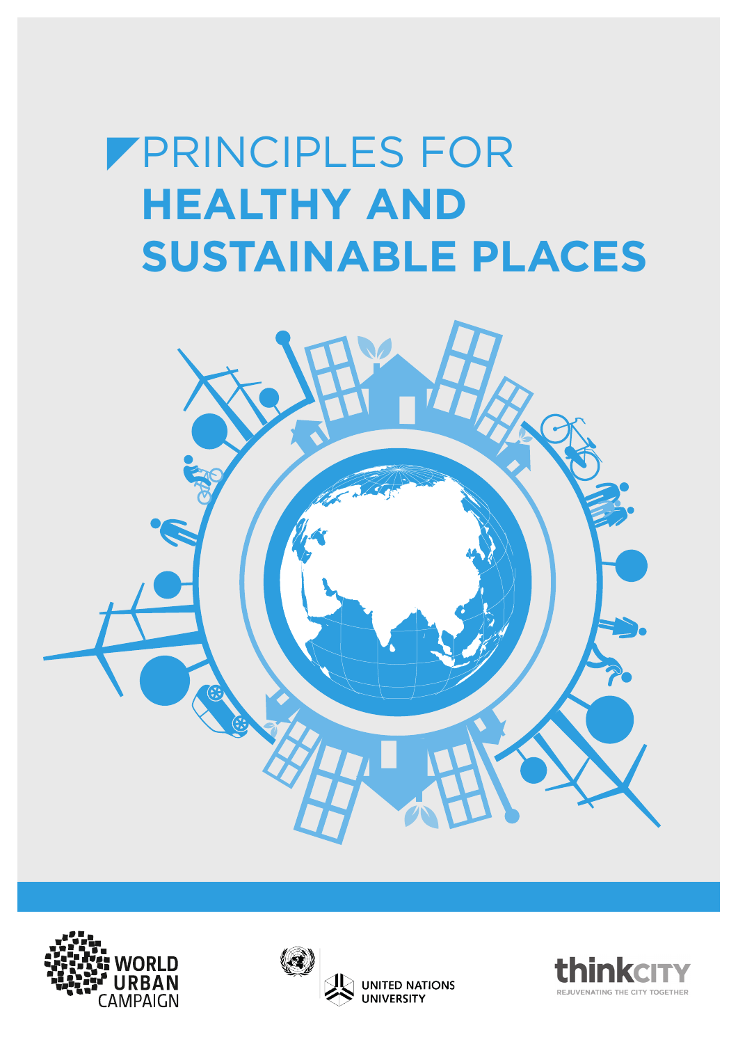# PRINCIPLES FOR **HEALTHY AND SUSTAINABLE PLACES**

WORLD URBAN CAMPAIGN

UNITED NATIONS UNIVERSITY

thinkCITY
REJUVENATING THE CITY TOGETHER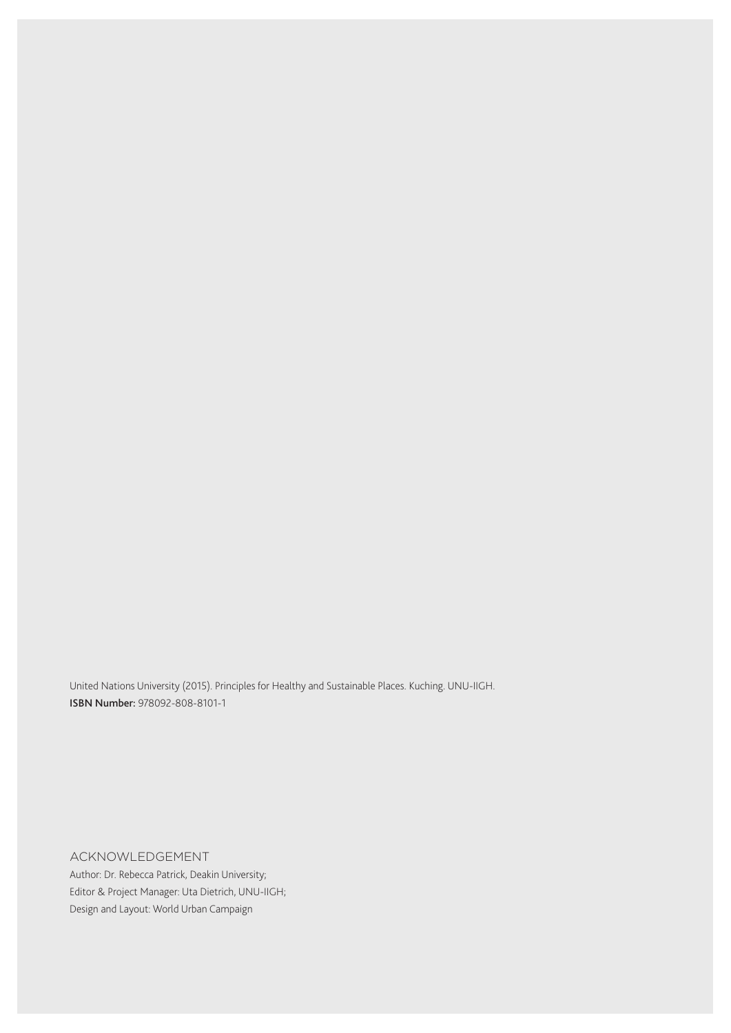United Nations University (2015). Principles for Healthy and Sustainable Places. Kuching. UNU-IIGH.
**ISBN Number:** 978092-808-8101-1

## ACKNOWLEDGEMENT

Author: Dr. Rebecca Patrick, Deakin University;
Editor & Project Manager: Uta Dietrich, UNU-IIGH;
Design and Layout: World Urban Campaign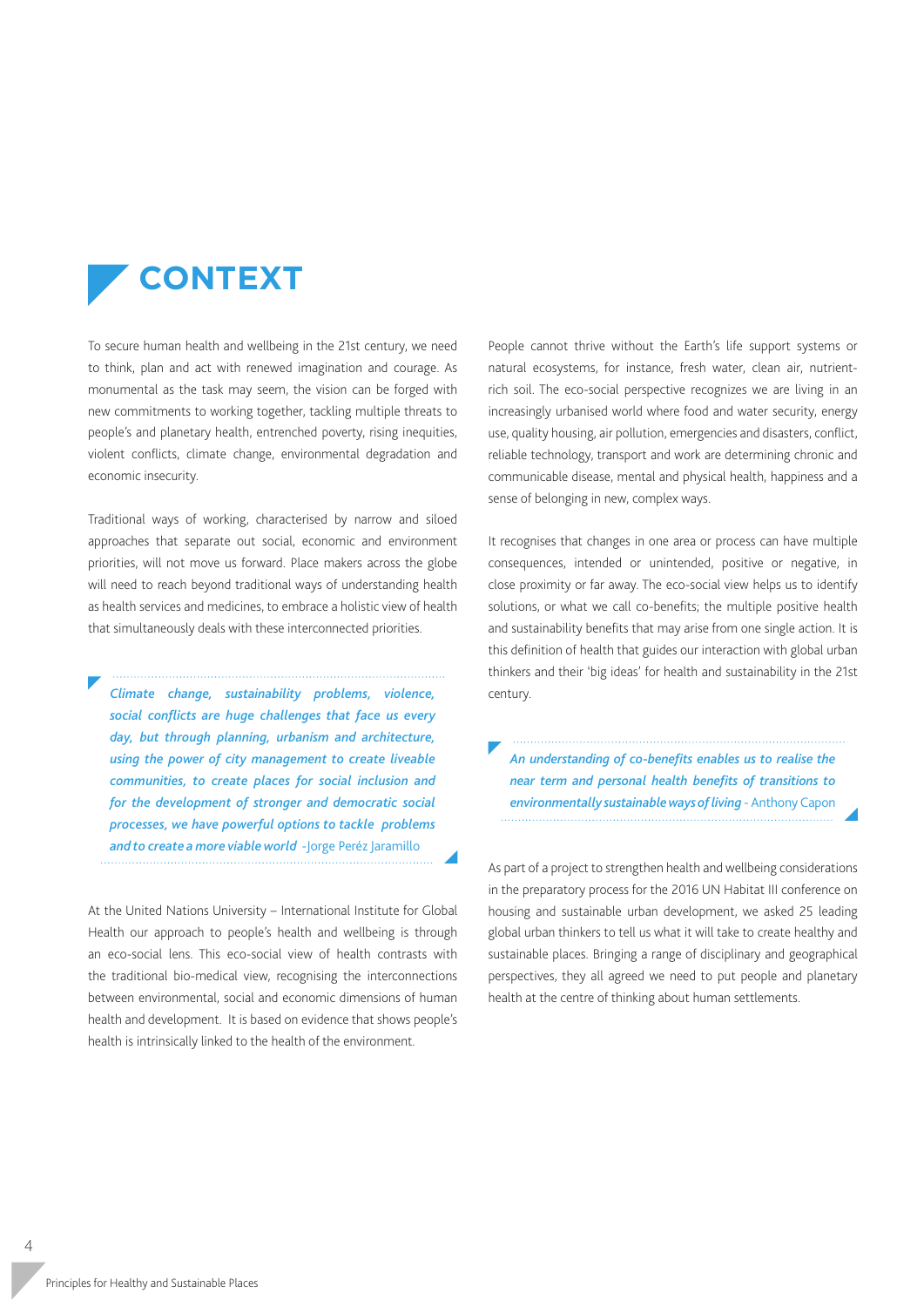# CONTEXT

To secure human health and wellbeing in the 21st century, we need to think, plan and act with renewed imagination and courage. As monumental as the task may seem, the vision can be forged with new commitments to working together, tackling multiple threats to people's and planetary health, entrenched poverty, rising inequities, violent conflicts, climate change, environmental degradation and economic insecurity.

Traditional ways of working, characterised by narrow and siloed approaches that separate out social, economic and environment priorities, will not move us forward. Place makers across the globe will need to reach beyond traditional ways of understanding health as health services and medicines, to embrace a holistic view of health that simultaneously deals with these interconnected priorities.

> ***Climate change, sustainability problems, violence, social conflicts are huge challenges that face us every day, but through planning, urbanism and architecture, using the power of city management to create liveable communities, to create places for social inclusion and for the development of stronger and democratic social processes, we have powerful options to tackle problems and to create a more viable world*** -Jorge Peréz Jaramillo

At the United Nations University – International Institute for Global Health our approach to people's health and wellbeing is through an eco-social lens. This eco-social view of health contrasts with the traditional bio-medical view, recognising the interconnections between environmental, social and economic dimensions of human health and development. It is based on evidence that shows people's health is intrinsically linked to the health of the environment.

People cannot thrive without the Earth's life support systems or natural ecosystems, for instance, fresh water, clean air, nutrient-rich soil. The eco-social perspective recognizes we are living in an increasingly urbanised world where food and water security, energy use, quality housing, air pollution, emergencies and disasters, conflict, reliable technology, transport and work are determining chronic and communicable disease, mental and physical health, happiness and a sense of belonging in new, complex ways.

It recognises that changes in one area or process can have multiple consequences, intended or unintended, positive or negative, in close proximity or far away. The eco-social view helps us to identify solutions, or what we call co-benefits; the multiple positive health and sustainability benefits that may arise from one single action. It is this definition of health that guides our interaction with global urban thinkers and their 'big ideas' for health and sustainability in the 21st century.

> ***An understanding of co-benefits enables us to realise the near term and personal health benefits of transitions to environmentally sustainable ways of living*** - Anthony Capon

As part of a project to strengthen health and wellbeing considerations in the preparatory process for the 2016 UN Habitat III conference on housing and sustainable urban development, we asked 25 leading global urban thinkers to tell us what it will take to create healthy and sustainable places. Bringing a range of disciplinary and geographical perspectives, they all agreed we need to put people and planetary health at the centre of thinking about human settlements.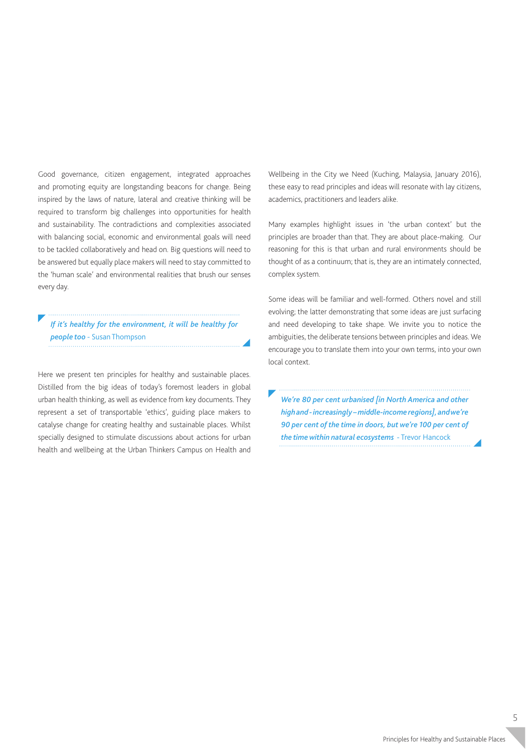Good governance, citizen engagement, integrated approaches and promoting equity are longstanding beacons for change. Being inspired by the laws of nature, lateral and creative thinking will be required to transform big challenges into opportunities for health and sustainability. The contradictions and complexities associated with balancing social, economic and environmental goals will need to be tackled collaboratively and head on. Big questions will need to be answered but equally place makers will need to stay committed to the 'human scale' and environmental realities that brush our senses every day.

> ***If it's healthy for the environment, it will be healthy for people too*** - Susan Thompson

Here we present ten principles for healthy and sustainable places. Distilled from the big ideas of today's foremost leaders in global urban health thinking, as well as evidence from key documents. They represent a set of transportable 'ethics', guiding place makers to catalyse change for creating healthy and sustainable places. Whilst specially designed to stimulate discussions about actions for urban health and wellbeing at the Urban Thinkers Campus on Health and Wellbeing in the City we Need (Kuching, Malaysia, January 2016), these easy to read principles and ideas will resonate with lay citizens, academics, practitioners and leaders alike.

Many examples highlight issues in 'the urban context' but the principles are broader than that. They are about place-making. Our reasoning for this is that urban and rural environments should be thought of as a continuum; that is, they are an intimately connected, complex system.

Some ideas will be familiar and well-formed. Others novel and still evolving; the latter demonstrating that some ideas are just surfacing and need developing to take shape. We invite you to notice the ambiguities, the deliberate tensions between principles and ideas. We encourage you to translate them into your own terms, into your own local context.

> ***We're 80 per cent urbanised [in North America and other high and - increasingly – middle-income regions], and we're 90 per cent of the time in doors, but we're 100 per cent of the time within natural ecosystems*** - Trevor Hancock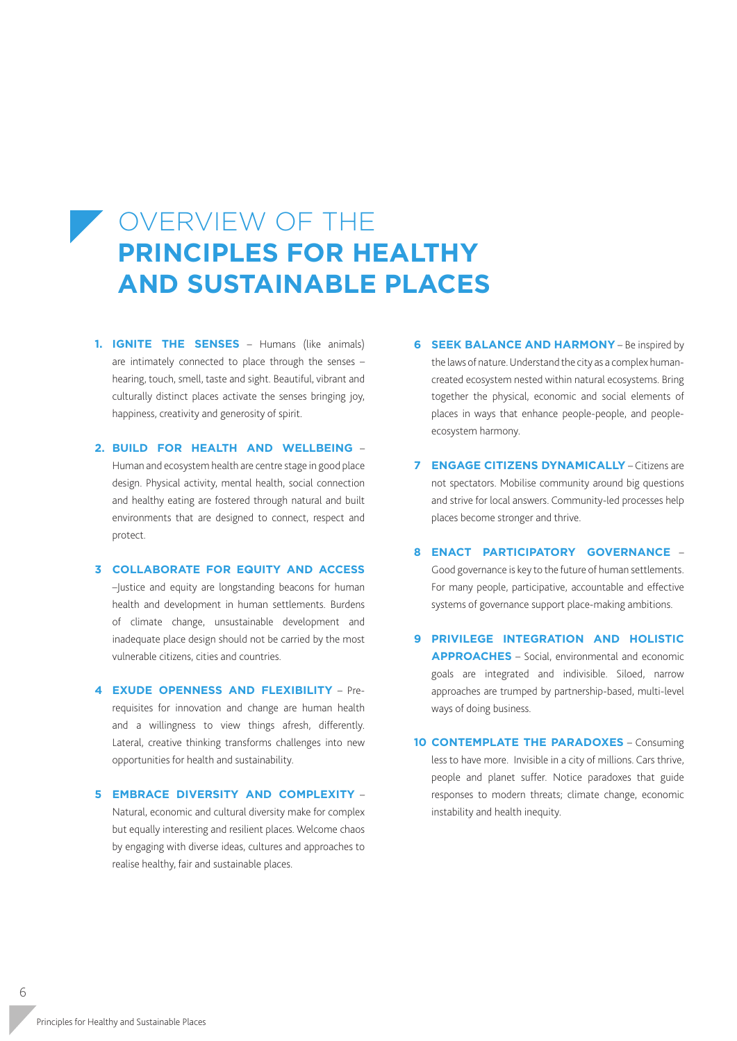# OVERVIEW OF THE **PRINCIPLES FOR HEALTHY AND SUSTAINABLE PLACES**

1. **IGNITE THE SENSES** – Humans (like animals) are intimately connected to place through the senses – hearing, touch, smell, taste and sight. Beautiful, vibrant and culturally distinct places activate the senses bringing joy, happiness, creativity and generosity of spirit.

2. **BUILD FOR HEALTH AND WELLBEING** – Human and ecosystem health are centre stage in good place design. Physical activity, mental health, social connection and healthy eating are fostered through natural and built environments that are designed to connect, respect and protect.

3. **COLLABORATE FOR EQUITY AND ACCESS** –Justice and equity are longstanding beacons for human health and development in human settlements. Burdens of climate change, unsustainable development and inadequate place design should not be carried by the most vulnerable citizens, cities and countries.

4. **EXUDE OPENNESS AND FLEXIBILITY** – Pre-requisites for innovation and change are human health and a willingness to view things afresh, differently. Lateral, creative thinking transforms challenges into new opportunities for health and sustainability.

5. **EMBRACE DIVERSITY AND COMPLEXITY** – Natural, economic and cultural diversity make for complex but equally interesting and resilient places. Welcome chaos by engaging with diverse ideas, cultures and approaches to realise healthy, fair and sustainable places.

6. **SEEK BALANCE AND HARMONY** – Be inspired by the laws of nature. Understand the city as a complex human-created ecosystem nested within natural ecosystems. Bring together the physical, economic and social elements of places in ways that enhance people-people, and people-ecosystem harmony.

7. **ENGAGE CITIZENS DYNAMICALLY** – Citizens are not spectators. Mobilise community around big questions and strive for local answers. Community-led processes help places become stronger and thrive.

8. **ENACT PARTICIPATORY GOVERNANCE** – Good governance is key to the future of human settlements. For many people, participative, accountable and effective systems of governance support place-making ambitions.

9. **PRIVILEGE INTEGRATION AND HOLISTIC APPROACHES** – Social, environmental and economic goals are integrated and indivisible. Siloed, narrow approaches are trumped by partnership-based, multi-level ways of doing business.

10. **CONTEMPLATE THE PARADOXES** – Consuming less to have more. Invisible in a city of millions. Cars thrive, people and planet suffer. Notice paradoxes that guide responses to modern threats; climate change, economic instability and health inequity.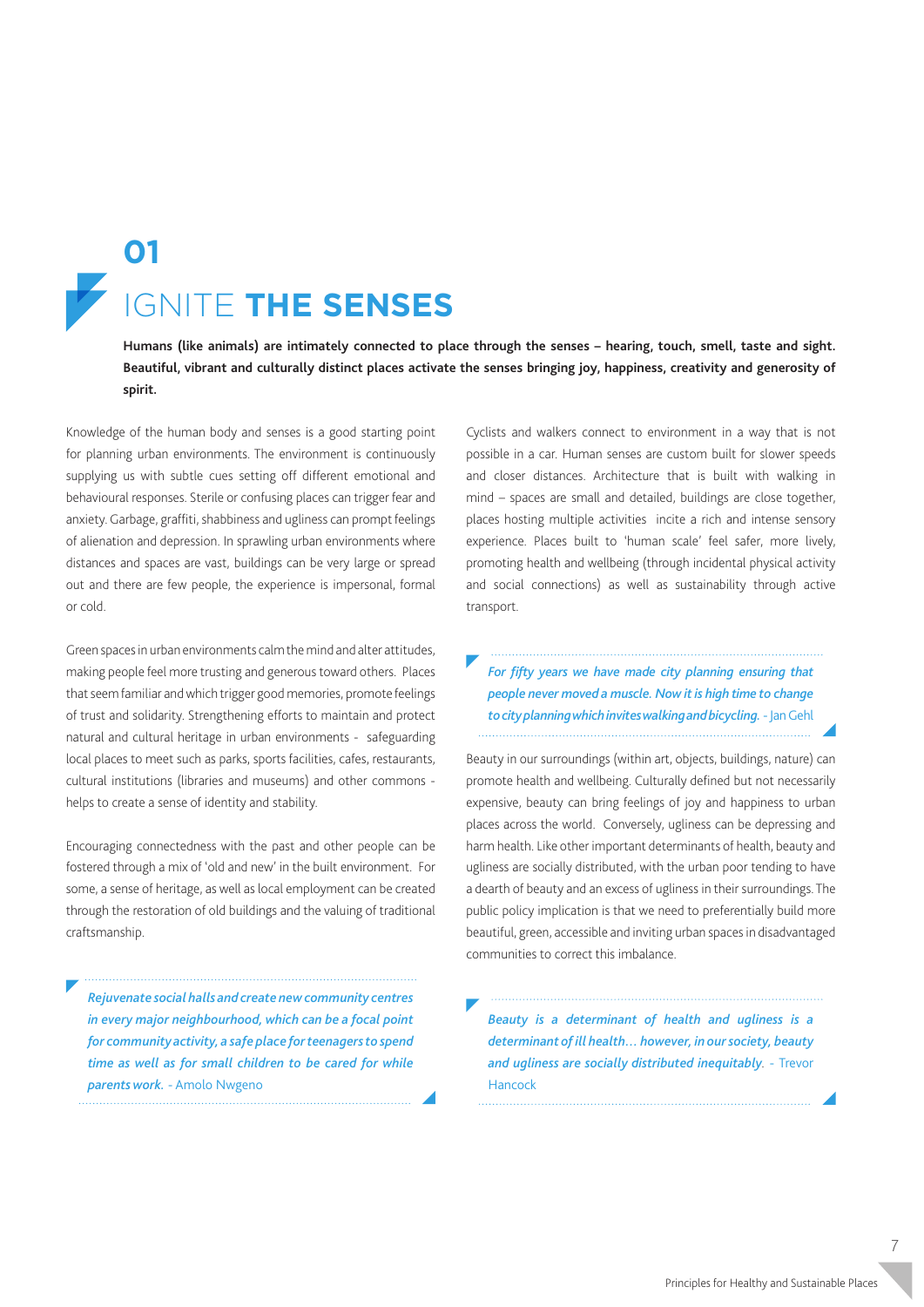# 01 IGNITE **THE SENSES**

**Humans (like animals) are intimately connected to place through the senses – hearing, touch, smell, taste and sight. Beautiful, vibrant and culturally distinct places activate the senses bringing joy, happiness, creativity and generosity of spirit.**

Knowledge of the human body and senses is a good starting point for planning urban environments. The environment is continuously supplying us with subtle cues setting off different emotional and behavioural responses. Sterile or confusing places can trigger fear and anxiety. Garbage, graffiti, shabbiness and ugliness can prompt feelings of alienation and depression. In sprawling urban environments where distances and spaces are vast, buildings can be very large or spread out and there are few people, the experience is impersonal, formal or cold.

Green spaces in urban environments calm the mind and alter attitudes, making people feel more trusting and generous toward others. Places that seem familiar and which trigger good memories, promote feelings of trust and solidarity. Strengthening efforts to maintain and protect natural and cultural heritage in urban environments - safeguarding local places to meet such as parks, sports facilities, cafes, restaurants, cultural institutions (libraries and museums) and other commons - helps to create a sense of identity and stability.

Encouraging connectedness with the past and other people can be fostered through a mix of 'old and new' in the built environment. For some, a sense of heritage, as well as local employment can be created through the restoration of old buildings and the valuing of traditional craftsmanship.

> ***Rejuvenate social halls and create new community centres in every major neighbourhood, which can be a focal point for community activity, a safe place for teenagers to spend time as well as for small children to be cared for while parents work.*** - Amolo Nwgeno

Cyclists and walkers connect to environment in a way that is not possible in a car. Human senses are custom built for slower speeds and closer distances. Architecture that is built with walking in mind – spaces are small and detailed, buildings are close together, places hosting multiple activities incite a rich and intense sensory experience. Places built to 'human scale' feel safer, more lively, promoting health and wellbeing (through incidental physical activity and social connections) as well as sustainability through active transport.

> ***For fifty years we have made city planning ensuring that people never moved a muscle. Now it is high time to change to city planning which invites walking and bicycling.*** - Jan Gehl

Beauty in our surroundings (within art, objects, buildings, nature) can promote health and wellbeing. Culturally defined but not necessarily expensive, beauty can bring feelings of joy and happiness to urban places across the world. Conversely, ugliness can be depressing and harm health. Like other important determinants of health, beauty and ugliness are socially distributed, with the urban poor tending to have a dearth of beauty and an excess of ugliness in their surroundings. The public policy implication is that we need to preferentially build more beautiful, green, accessible and inviting urban spaces in disadvantaged communities to correct this imbalance.

> ***Beauty is a determinant of health and ugliness is a determinant of ill health… however, in our society, beauty and ugliness are socially distributed inequitably.*** - Trevor Hancock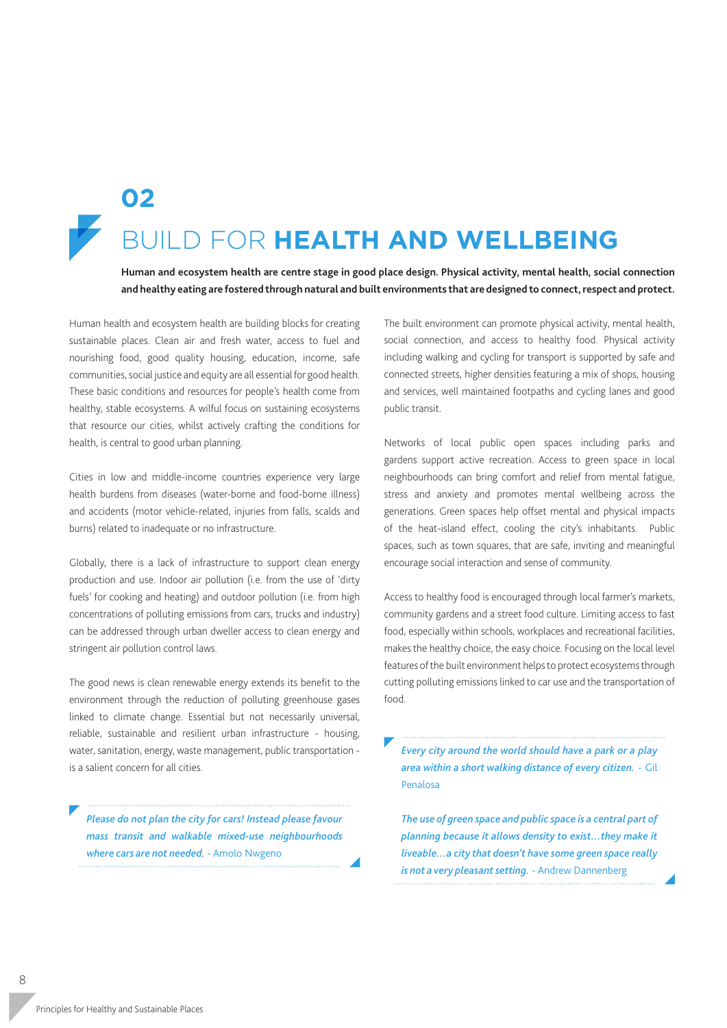# 02 BUILD FOR **HEALTH AND WELLBEING**

**Human and ecosystem health are centre stage in good place design. Physical activity, mental health, social connection and healthy eating are fostered through natural and built environments that are designed to connect, respect and protect.**

Human health and ecosystem health are building blocks for creating sustainable places. Clean air and fresh water, access to fuel and nourishing food, good quality housing, education, income, safe communities, social justice and equity are all essential for good health. These basic conditions and resources for people's health come from healthy, stable ecosystems. A wilful focus on sustaining ecosystems that resource our cities, whilst actively crafting the conditions for health, is central to good urban planning.

Cities in low and middle-income countries experience very large health burdens from diseases (water-borne and food-borne illness) and accidents (motor vehicle-related, injuries from falls, scalds and burns) related to inadequate or no infrastructure.

Globally, there is a lack of infrastructure to support clean energy production and use. Indoor air pollution (i.e. from the use of 'dirty fuels' for cooking and heating) and outdoor pollution (i.e. from high concentrations of polluting emissions from cars, trucks and industry) can be addressed through urban dweller access to clean energy and stringent air pollution control laws.

The good news is clean renewable energy extends its benefit to the environment through the reduction of polluting greenhouse gases linked to climate change. Essential but not necessarily universal, reliable, sustainable and resilient urban infrastructure - housing, water, sanitation, energy, waste management, public transportation - is a salient concern for all cities.

> ***Please do not plan the city for cars! Instead please favour mass transit and walkable mixed-use neighbourhoods where cars are not needed.*** - Amolo Nwgeno

The built environment can promote physical activity, mental health, social connection, and access to healthy food. Physical activity including walking and cycling for transport is supported by safe and connected streets, higher densities featuring a mix of shops, housing and services, well maintained footpaths and cycling lanes and good public transit.

Networks of local public open spaces including parks and gardens support active recreation. Access to green space in local neighbourhoods can bring comfort and relief from mental fatigue, stress and anxiety and promotes mental wellbeing across the generations. Green spaces help offset mental and physical impacts of the heat-island effect, cooling the city's inhabitants. Public spaces, such as town squares, that are safe, inviting and meaningful encourage social interaction and sense of community.

Access to healthy food is encouraged through local farmer's markets, community gardens and a street food culture. Limiting access to fast food, especially within schools, workplaces and recreational facilities, makes the healthy choice, the easy choice. Focusing on the local level features of the built environment helps to protect ecosystems through cutting polluting emissions linked to car use and the transportation of food.

> ***Every city around the world should have a park or a play area within a short walking distance of every citizen.*** - Gil Penalosa
>
> ***The use of green space and public space is a central part of planning because it allows density to exist…they make it liveable…a city that doesn't have some green space really is not a very pleasant setting.*** - Andrew Dannenberg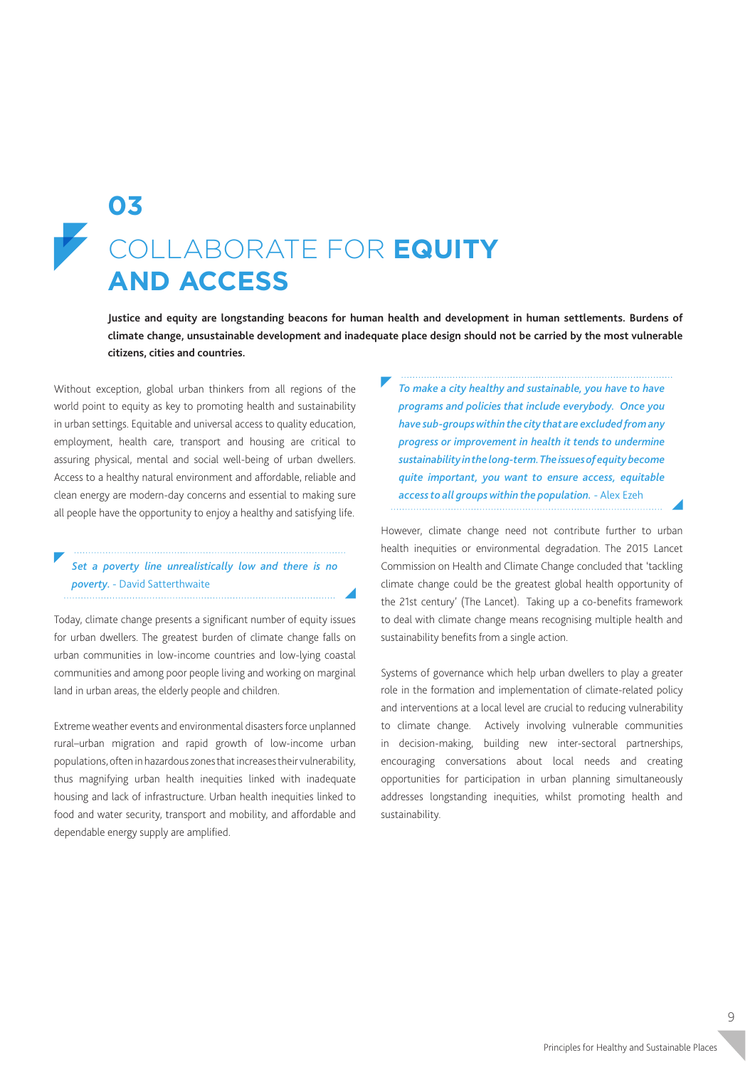# 03

# COLLABORATE FOR **EQUITY AND ACCESS**

**Justice and equity are longstanding beacons for human health and development in human settlements. Burdens of climate change, unsustainable development and inadequate place design should not be carried by the most vulnerable citizens, cities and countries.**

Without exception, global urban thinkers from all regions of the world point to equity as key to promoting health and sustainability in urban settings. Equitable and universal access to quality education, employment, health care, transport and housing are critical to assuring physical, mental and social well-being of urban dwellers. Access to a healthy natural environment and affordable, reliable and clean energy are modern-day concerns and essential to making sure all people have the opportunity to enjoy a healthy and satisfying life.

> *Set a poverty line unrealistically low and there is no poverty.* - David Satterthwaite

Today, climate change presents a significant number of equity issues for urban dwellers. The greatest burden of climate change falls on urban communities in low-income countries and low-lying coastal communities and among poor people living and working on marginal land in urban areas, the elderly people and children.

Extreme weather events and environmental disasters force unplanned rural–urban migration and rapid growth of low-income urban populations, often in hazardous zones that increases their vulnerability, thus magnifying urban health inequities linked with inadequate housing and lack of infrastructure. Urban health inequities linked to food and water security, transport and mobility, and affordable and dependable energy supply are amplified.

> *To make a city healthy and sustainable, you have to have programs and policies that include everybody. Once you have sub-groups within the city that are excluded from any progress or improvement in health it tends to undermine sustainability in the long-term. The issues of equity become quite important, you want to ensure access, equitable access to all groups within the population.* - Alex Ezeh

However, climate change need not contribute further to urban health inequities or environmental degradation. The 2015 Lancet Commission on Health and Climate Change concluded that 'tackling climate change could be the greatest global health opportunity of the 21st century' (The Lancet). Taking up a co-benefits framework to deal with climate change means recognising multiple health and sustainability benefits from a single action.

Systems of governance which help urban dwellers to play a greater role in the formation and implementation of climate-related policy and interventions at a local level are crucial to reducing vulnerability to climate change. Actively involving vulnerable communities in decision-making, building new inter-sectoral partnerships, encouraging conversations about local needs and creating opportunities for participation in urban planning simultaneously addresses longstanding inequities, whilst promoting health and sustainability.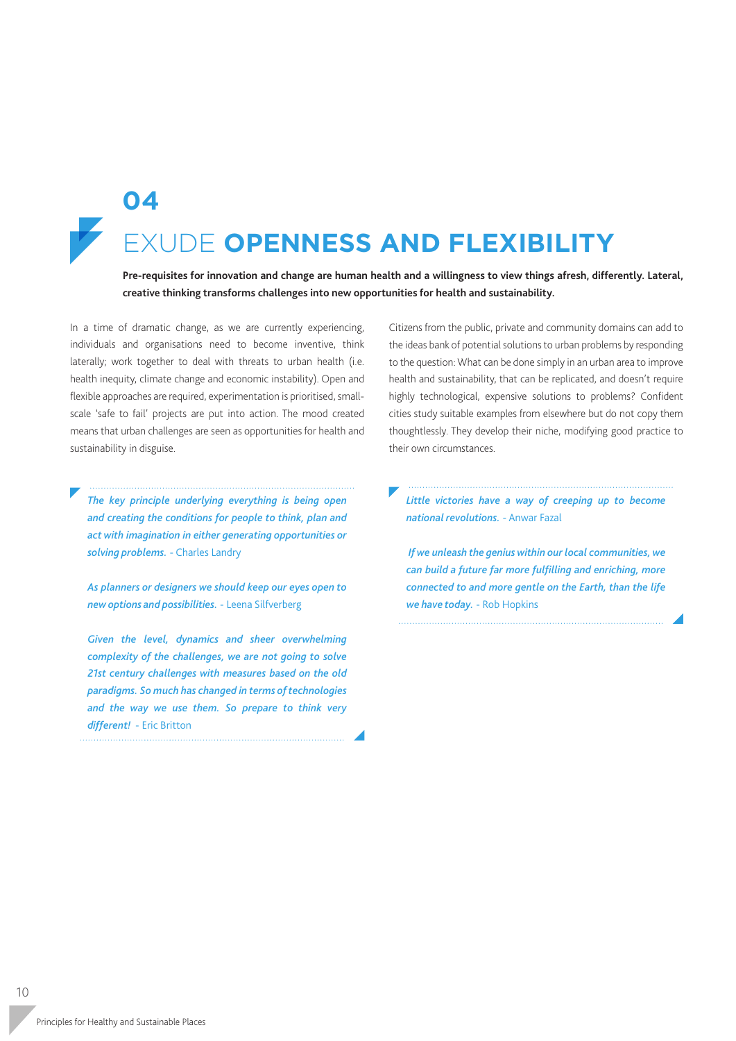# 04

# EXUDE **OPENNESS AND FLEXIBILITY**

**Pre-requisites for innovation and change are human health and a willingness to view things afresh, differently. Lateral, creative thinking transforms challenges into new opportunities for health and sustainability.**

In a time of dramatic change, as we are currently experiencing, individuals and organisations need to become inventive, think laterally; work together to deal with threats to urban health (i.e. health inequity, climate change and economic instability). Open and flexible approaches are required, experimentation is prioritised, small-scale 'safe to fail' projects are put into action. The mood created means that urban challenges are seen as opportunities for health and sustainability in disguise.

*The key principle underlying everything is being open and creating the conditions for people to think, plan and act with imagination in either generating opportunities or solving problems.* - Charles Landry

*As planners or designers we should keep our eyes open to new options and possibilities.* - Leena Silfverberg

*Given the level, dynamics and sheer overwhelming complexity of the challenges, we are not going to solve 21st century challenges with measures based on the old paradigms. So much has changed in terms of technologies and the way we use them. So prepare to think very different!* - Eric Britton

Citizens from the public, private and community domains can add to the ideas bank of potential solutions to urban problems by responding to the question: What can be done simply in an urban area to improve health and sustainability, that can be replicated, and doesn't require highly technological, expensive solutions to problems? Confident cities study suitable examples from elsewhere but do not copy them thoughtlessly. They develop their niche, modifying good practice to their own circumstances.

*Little victories have a way of creeping up to become national revolutions.* - Anwar Fazal

*If we unleash the genius within our local communities, we can build a future far more fulfilling and enriching, more connected to and more gentle on the Earth, than the life we have today.* - Rob Hopkins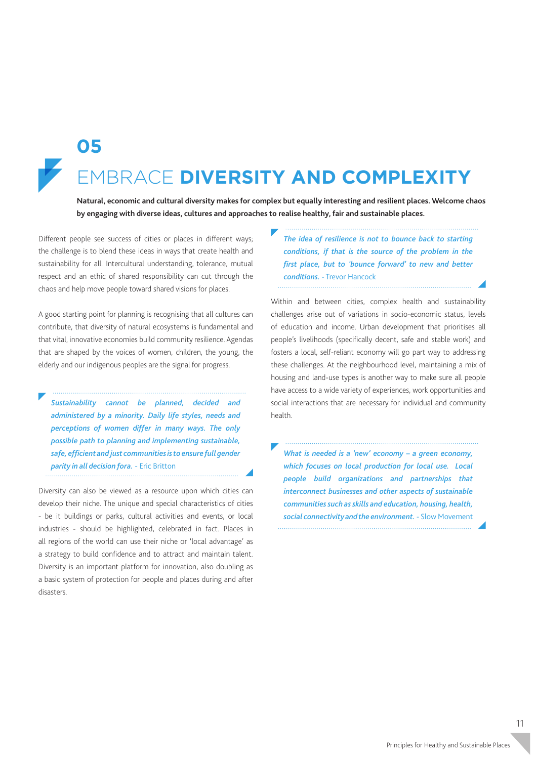# 05 EMBRACE **DIVERSITY AND COMPLEXITY**

**Natural, economic and cultural diversity makes for complex but equally interesting and resilient places. Welcome chaos by engaging with diverse ideas, cultures and approaches to realise healthy, fair and sustainable places.**

Different people see success of cities or places in different ways; the challenge is to blend these ideas in ways that create health and sustainability for all. Intercultural understanding, tolerance, mutual respect and an ethic of shared responsibility can cut through the chaos and help move people toward shared visions for places.

A good starting point for planning is recognising that all cultures can contribute, that diversity of natural ecosystems is fundamental and that vital, innovative economies build community resilience. Agendas that are shaped by the voices of women, children, the young, the elderly and our indigenous peoples are the signal for progress.

> ***Sustainability cannot be planned, decided and administered by a minority. Daily life styles, needs and perceptions of women differ in many ways. The only possible path to planning and implementing sustainable, safe, efficient and just communities is to ensure full gender parity in all decision fora.*** - Eric Britton

Diversity can also be viewed as a resource upon which cities can develop their niche. The unique and special characteristics of cities - be it buildings or parks, cultural activities and events, or local industries - should be highlighted, celebrated in fact. Places in all regions of the world can use their niche or 'local advantage' as a strategy to build confidence and to attract and maintain talent. Diversity is an important platform for innovation, also doubling as a basic system of protection for people and places during and after disasters.

> ***The idea of resilience is not to bounce back to starting conditions, if that is the source of the problem in the first place, but to 'bounce forward' to new and better conditions.*** - Trevor Hancock

Within and between cities, complex health and sustainability challenges arise out of variations in socio-economic status, levels of education and income. Urban development that prioritises all people's livelihoods (specifically decent, safe and stable work) and fosters a local, self-reliant economy will go part way to addressing these challenges. At the neighbourhood level, maintaining a mix of housing and land-use types is another way to make sure all people have access to a wide variety of experiences, work opportunities and social interactions that are necessary for individual and community health.

> ***What is needed is a 'new' economy – a green economy, which focuses on local production for local use. Local people build organizations and partnerships that interconnect businesses and other aspects of sustainable communities such as skills and education, housing, health, social connectivity and the environment.*** - Slow Movement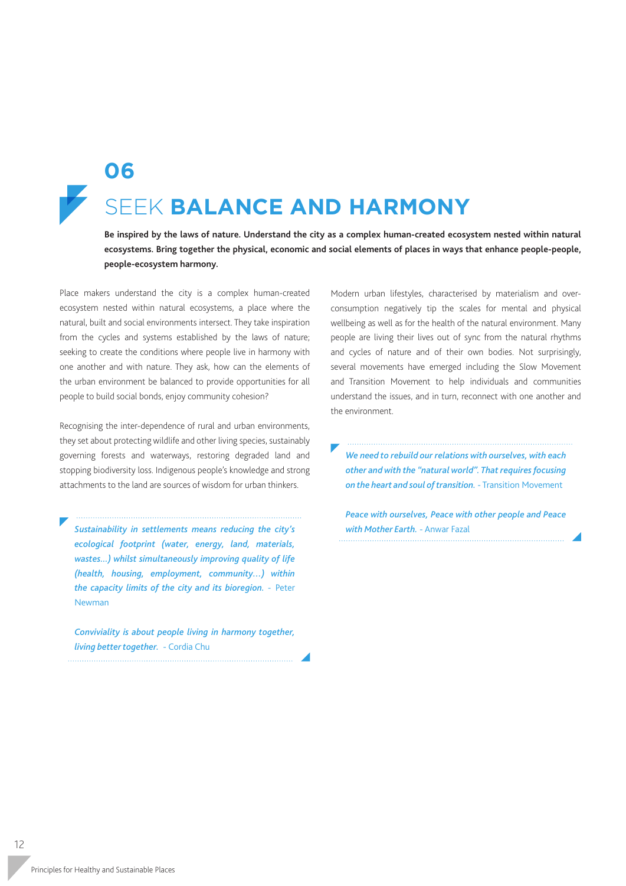# 06

# SEEK **BALANCE AND HARMONY**

**Be inspired by the laws of nature. Understand the city as a complex human-created ecosystem nested within natural ecosystems. Bring together the physical, economic and social elements of places in ways that enhance people-people, people-ecosystem harmony.**

Place makers understand the city is a complex human-created ecosystem nested within natural ecosystems, a place where the natural, built and social environments intersect. They take inspiration from the cycles and systems established by the laws of nature; seeking to create the conditions where people live in harmony with one another and with nature. They ask, how can the elements of the urban environment be balanced to provide opportunities for all people to build social bonds, enjoy community cohesion?

Recognising the inter-dependence of rural and urban environments, they set about protecting wildlife and other living species, sustainably governing forests and waterways, restoring degraded land and stopping biodiversity loss. Indigenous people's knowledge and strong attachments to the land are sources of wisdom for urban thinkers.

> ***Sustainability in settlements means reducing the city's ecological footprint (water, energy, land, materials, wastes...) whilst simultaneously improving quality of life (health, housing, employment, community...) within the capacity limits of the city and its bioregion.*** - Peter Newman
>
> ***Conviviality is about people living in harmony together, living better together.*** - Cordia Chu

Modern urban lifestyles, characterised by materialism and over-consumption negatively tip the scales for mental and physical wellbeing as well as for the health of the natural environment. Many people are living their lives out of sync from the natural rhythms and cycles of nature and of their own bodies. Not surprisingly, several movements have emerged including the Slow Movement and Transition Movement to help individuals and communities understand the issues, and in turn, reconnect with one another and the environment.

> ***We need to rebuild our relations with ourselves, with each other and with the "natural world". That requires focusing on the heart and soul of transition.*** - Transition Movement
>
> ***Peace with ourselves, Peace with other people and Peace with Mother Earth.*** - Anwar Fazal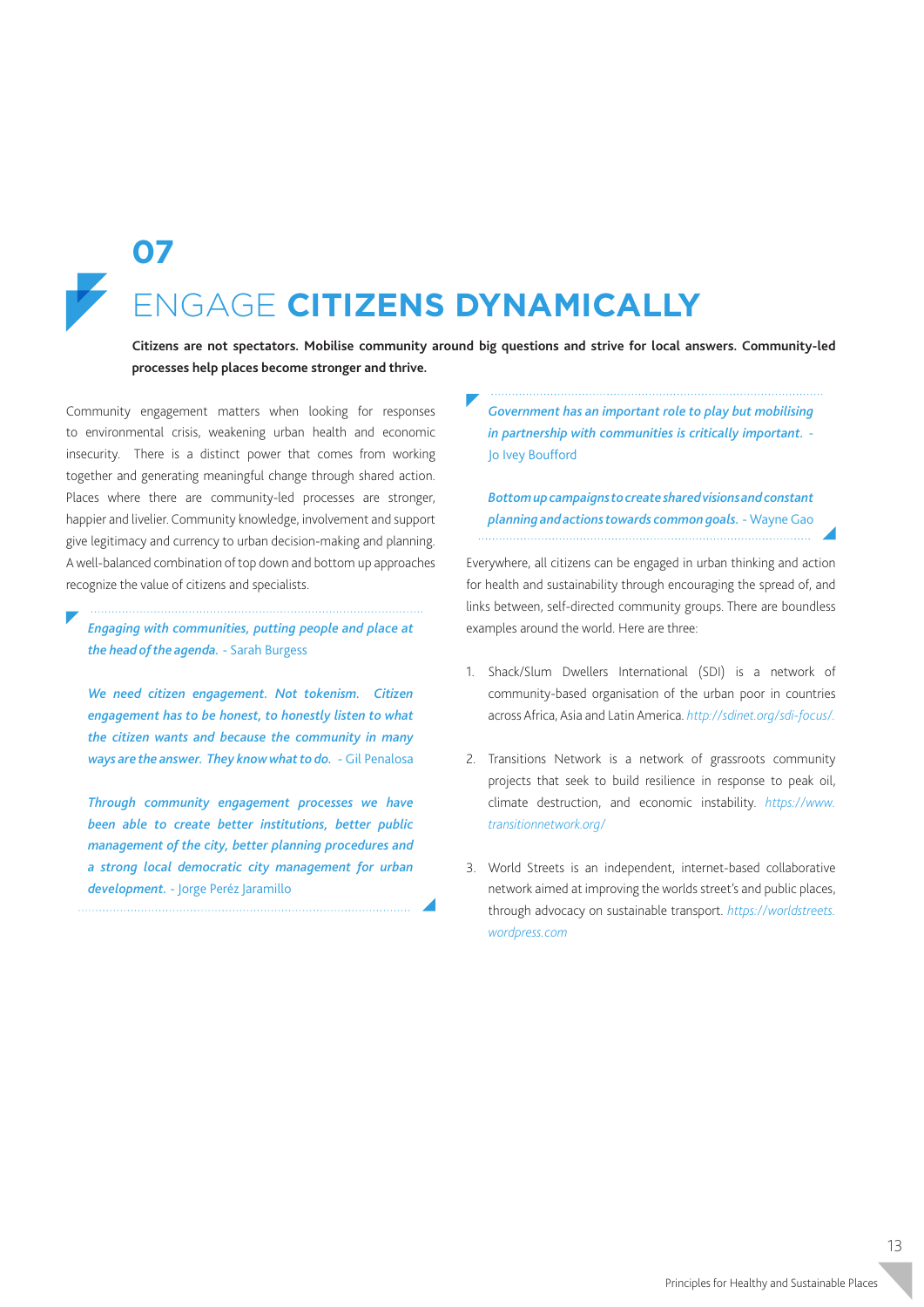# 07

# ENGAGE **CITIZENS DYNAMICALLY**

**Citizens are not spectators. Mobilise community around big questions and strive for local answers. Community-led processes help places become stronger and thrive.**

Community engagement matters when looking for responses to environmental crisis, weakening urban health and economic insecurity. There is a distinct power that comes from working together and generating meaningful change through shared action. Places where there are community-led processes are stronger, happier and livelier. Community knowledge, involvement and support give legitimacy and currency to urban decision-making and planning. A well-balanced combination of top down and bottom up approaches recognize the value of citizens and specialists.

> ***Engaging with communities, putting people and place at the head of the agenda.*** - Sarah Burgess
>
> ***We need citizen engagement. Not tokenism. Citizen engagement has to be honest, to honestly listen to what the citizen wants and because the community in many ways are the answer. They know what to do.*** - Gil Penalosa
>
> ***Through community engagement processes we have been able to create better institutions, better public management of the city, better planning procedures and a strong local democratic city management for urban development.*** - Jorge Peréz Jaramillo

> ***Government has an important role to play but mobilising in partnership with communities is critically important.*** - Jo Ivey Boufford
>
> ***Bottom up campaigns to create shared visions and constant planning and actions towards common goals.*** - Wayne Gao

Everywhere, all citizens can be engaged in urban thinking and action for health and sustainability through encouraging the spread of, and links between, self-directed community groups. There are boundless examples around the world. Here are three:

1. Shack/Slum Dwellers International (SDI) is a network of community-based organisation of the urban poor in countries across Africa, Asia and Latin America. *http://sdinet.org/sdi-focus/.*

2. Transitions Network is a network of grassroots community projects that seek to build resilience in response to peak oil, climate destruction, and economic instability. *https://www.transitionnetwork.org/*

3. World Streets is an independent, internet-based collaborative network aimed at improving the worlds street's and public places, through advocacy on sustainable transport. *https://worldstreets.wordpress.com*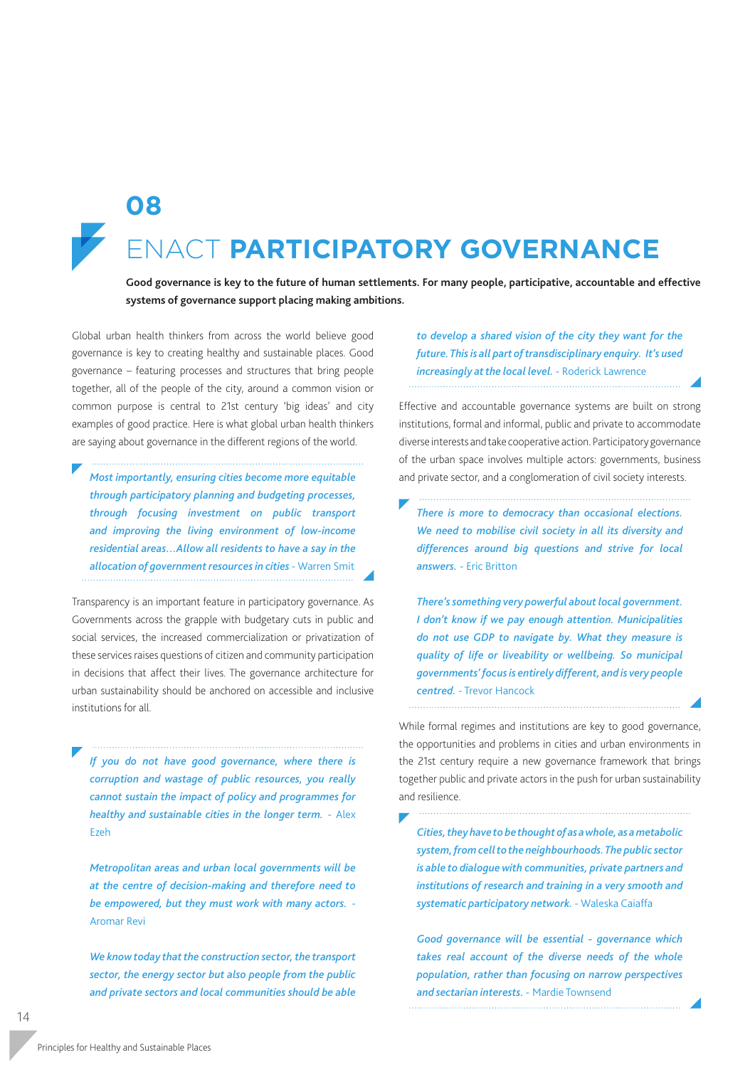# 08

# ENACT **PARTICIPATORY GOVERNANCE**

**Good governance is key to the future of human settlements. For many people, participative, accountable and effective systems of governance support placing making ambitions.**

Global urban health thinkers from across the world believe good governance is key to creating healthy and sustainable places. Good governance – featuring processes and structures that bring people together, all of the people of the city, around a common vision or common purpose is central to 21st century 'big ideas' and city examples of good practice. Here is what global urban health thinkers are saying about governance in the different regions of the world.

> *Most importantly, ensuring cities become more equitable through participatory planning and budgeting processes, through focusing investment on public transport and improving the living environment of low-income residential areas…Allow all residents to have a say in the allocation of government resources in cities* - Warren Smit

Transparency is an important feature in participatory governance. As Governments across the grapple with budgetary cuts in public and social services, the increased commercialization or privatization of these services raises questions of citizen and community participation in decisions that affect their lives. The governance architecture for urban sustainability should be anchored on accessible and inclusive institutions for all.

> *If you do not have good governance, where there is corruption and wastage of public resources, you really cannot sustain the impact of policy and programmes for healthy and sustainable cities in the longer term.* - Alex Ezeh
>
> *Metropolitan areas and urban local governments will be at the centre of decision-making and therefore need to be empowered, but they must work with many actors.* - Aromar Revi
>
> *We know today that the construction sector, the transport sector, the energy sector but also people from the public and private sectors and local communities should be able to develop a shared vision of the city they want for the future. This is all part of transdisciplinary enquiry. It's used increasingly at the local level.* - Roderick Lawrence

Effective and accountable governance systems are built on strong institutions, formal and informal, public and private to accommodate diverse interests and take cooperative action. Participatory governance of the urban space involves multiple actors: governments, business and private sector, and a conglomeration of civil society interests.

> *There is more to democracy than occasional elections. We need to mobilise civil society in all its diversity and differences around big questions and strive for local answers.* - Eric Britton
>
> *There's something very powerful about local government. I don't know if we pay enough attention. Municipalities do not use GDP to navigate by. What they measure is quality of life or liveability or wellbeing. So municipal governments' focus is entirely different, and is very people centred.* - Trevor Hancock

While formal regimes and institutions are key to good governance, the opportunities and problems in cities and urban environments in the 21st century require a new governance framework that brings together public and private actors in the push for urban sustainability and resilience.

> *Cities, they have to be thought of as a whole, as a metabolic system, from cell to the neighbourhoods. The public sector is able to dialogue with communities, private partners and institutions of research and training in a very smooth and systematic participatory network.* - Waleska Caiaffa
>
> *Good governance will be essential - governance which takes real account of the diverse needs of the whole population, rather than focusing on narrow perspectives and sectarian interests.* - Mardie Townsend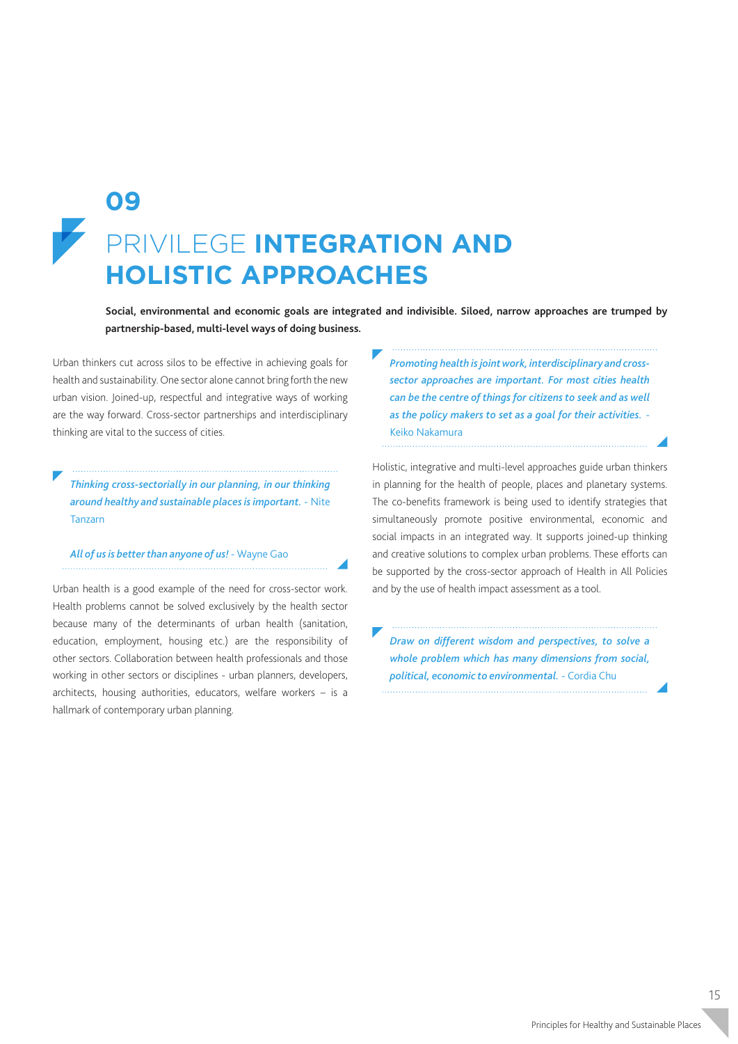# 09

# PRIVILEGE **INTEGRATION AND HOLISTIC APPROACHES**

**Social, environmental and economic goals are integrated and indivisible. Siloed, narrow approaches are trumped by partnership-based, multi-level ways of doing business.**

Urban thinkers cut across silos to be effective in achieving goals for health and sustainability. One sector alone cannot bring forth the new urban vision. Joined-up, respectful and integrative ways of working are the way forward. Cross-sector partnerships and interdisciplinary thinking are vital to the success of cities.

> *Thinking cross-sectorially in our planning, in our thinking around healthy and sustainable places is important.* - Nite Tanzarn
>
> *All of us is better than anyone of us!* - Wayne Gao

Urban health is a good example of the need for cross-sector work. Health problems cannot be solved exclusively by the health sector because many of the determinants of urban health (sanitation, education, employment, housing etc.) are the responsibility of other sectors. Collaboration between health professionals and those working in other sectors or disciplines - urban planners, developers, architects, housing authorities, educators, welfare workers – is a hallmark of contemporary urban planning.

> *Promoting health is joint work, interdisciplinary and cross-sector approaches are important. For most cities health can be the centre of things for citizens to seek and as well as the policy makers to set as a goal for their activities.* - Keiko Nakamura

Holistic, integrative and multi-level approaches guide urban thinkers in planning for the health of people, places and planetary systems. The co-benefits framework is being used to identify strategies that simultaneously promote positive environmental, economic and social impacts in an integrated way. It supports joined-up thinking and creative solutions to complex urban problems. These efforts can be supported by the cross-sector approach of Health in All Policies and by the use of health impact assessment as a tool.

> *Draw on different wisdom and perspectives, to solve a whole problem which has many dimensions from social, political, economic to environmental.* - Cordia Chu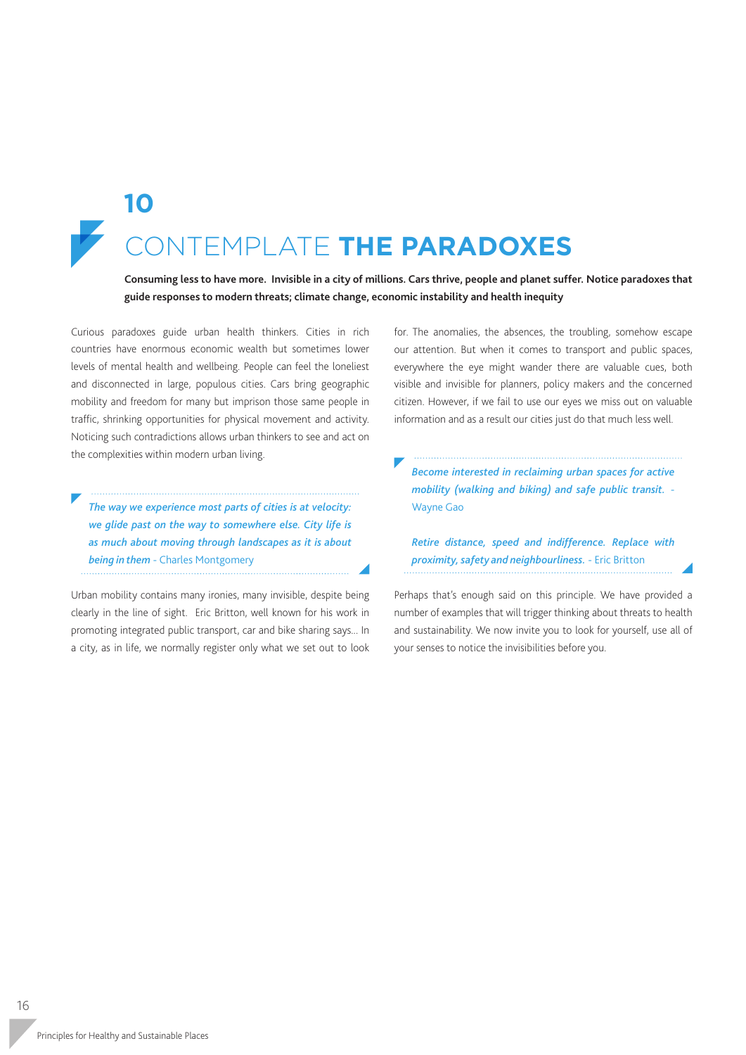# 10

# CONTEMPLATE **THE PARADOXES**

**Consuming less to have more. Invisible in a city of millions. Cars thrive, people and planet suffer. Notice paradoxes that guide responses to modern threats; climate change, economic instability and health inequity**

Curious paradoxes guide urban health thinkers. Cities in rich countries have enormous economic wealth but sometimes lower levels of mental health and wellbeing. People can feel the loneliest and disconnected in large, populous cities. Cars bring geographic mobility and freedom for many but imprison those same people in traffic, shrinking opportunities for physical movement and activity. Noticing such contradictions allows urban thinkers to see and act on the complexities within modern urban living.

> ***The way we experience most parts of cities is at velocity: we glide past on the way to somewhere else. City life is as much about moving through landscapes as it is about being in them*** - Charles Montgomery

Urban mobility contains many ironies, many invisible, despite being clearly in the line of sight. Eric Britton, well known for his work in promoting integrated public transport, car and bike sharing says... In a city, as in life, we normally register only what we set out to look for. The anomalies, the absences, the troubling, somehow escape our attention. But when it comes to transport and public spaces, everywhere the eye might wander there are valuable cues, both visible and invisible for planners, policy makers and the concerned citizen. However, if we fail to use our eyes we miss out on valuable information and as a result our cities just do that much less well.

> ***Become interested in reclaiming urban spaces for active mobility (walking and biking) and safe public transit.*** - Wayne Gao
>
> ***Retire distance, speed and indifference. Replace with proximity, safety and neighbourliness.*** - Eric Britton

Perhaps that's enough said on this principle. We have provided a number of examples that will trigger thinking about threats to health and sustainability. We now invite you to look for yourself, use all of your senses to notice the invisibilities before you.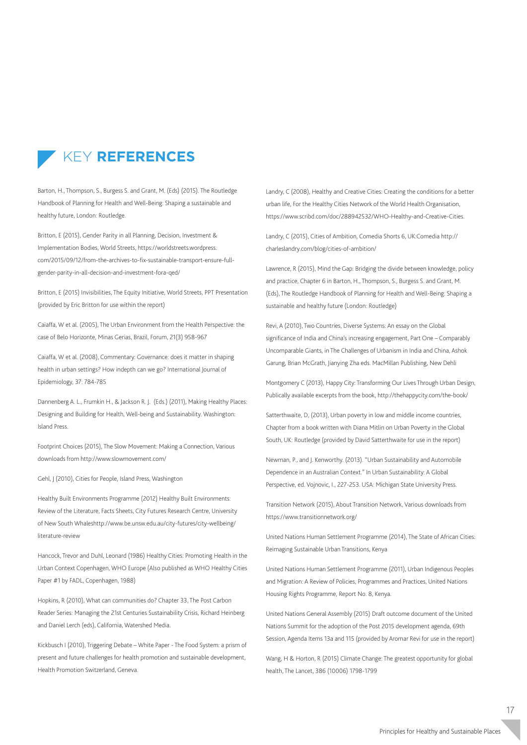# KEY **REFERENCES**

Barton, H., Thompson, S., Burgess S. and Grant, M. (Eds) (2015). The Routledge Handbook of Planning for Health and Well-Being: Shaping a sustainable and healthy future, London: Routledge.

Britton, E (2015), Gender Parity in all Planning, Decision, Investment & Implementation Bodies, World Streets, https://worldstreets.wordpress.com/2015/09/12/from-the-archives-to-fix-sustainable-transport-ensure-full-gender-parity-in-all-decision-and-investment-fora-qed/

Britton, E (2015) Invisibilities, The Equity Initiative, World Streets, PPT Presentation (provided by Eric Britton for use within the report)

Caiaffa, W et al. (2005), The Urban Environment from the Health Perspective: the case of Belo Horizonte, Minas Gerias, Brazil, Forum, 21(3) 958-967

Caiaffa, W et al. (2008), Commentary: Governance: does it matter in shaping health in urban settings? How indepth can we go? International Journal of Epidemiology, 37: 784-785

Dannenberg A. L., Frumkin H., & Jackson R. J. (Eds.) (2011), Making Healthy Places: Designing and Building for Health, Well-being and Sustainability. Washington: Island Press.

Footprint Choices (2015), The Slow Movement: Making a Connection, Various downloads from http://www.slowmovement.com/

Gehl, J (2010), Cities for People, Island Press, Washington

Healthy Built Environments Programme (2012) Healthy Built Environments: Review of the Literature, Facts Sheets, City Futures Research Centre, University of New South Whaleshttp://www.be.unsw.edu.au/city-futures/city-wellbeing/literature-review

Hancock, Trevor and Duhl, Leonard (1986) Healthy Cities: Promoting Health in the Urban Context Copenhagen, WHO Europe (Also published as WHO Healthy Cities Paper #1 by FADL, Copenhagen, 1988)

Hopkins, R (2010), What can communities do? Chapter 33, The Post Carbon Reader Series: Managing the 21st Centuries Sustainability Crisis, Richard Heinberg and Daniel Lerch (eds), California, Watershed Media.

Kickbusch I (2010), Triggering Debate – White Paper - The Food System: a prism of present and future challenges for health promotion and sustainable development, Health Promotion Switzerland, Geneva.

Landry, C (2008), Healthy and Creative Cities: Creating the conditions for a better urban life, For the Healthy Cities Network of the World Health Organisation, https://www.scribd.com/doc/288942532/WHO-Healthy-and-Creative-Cities.

Landry, C (2015), Cities of Ambition, Comedia Shorts 6, UK:Comedia http://charleslandry.com/blog/cities-of-ambition/

Lawrence, R (2015), Mind the Gap: Bridging the divide between knowledge, policy and practice, Chapter 6 in Barton, H., Thompson, S., Burgess S. and Grant, M. (Eds), The Routledge Handbook of Planning for Health and Well-Being: Shaping a sustainable and healthy future (London: Routledge)

Revi, A (2010), Two Countries, Diverse Systems: An essay on the Global significance of India and China's increasing engagement, Part One – Comparably Uncomparable Giants, in The Challenges of Urbanism in India and China, Ashok Garung, Brian McGrath, Jianying Zha eds. MacMillan Publishing, New Dehli

Montgomery C (2013), Happy City: Transforming Our Lives Through Urban Design, Publically available excerpts from the book, http://thehappycity.com/the-book/

Satterthwaite, D, (2013), Urban poverty in low and middle income countries, Chapter from a book written with Diana Mitlin on Urban Poverty in the Global South, UK: Routledge (provided by David Satterthwaite for use in the report)

Newman, P., and J. Kenworthy. (2013). "Urban Sustainability and Automobile Dependence in an Australian Context." In Urban Sustainability: A Global Perspective, ed. Vojnovic, I., 227-253. USA: Michigan State University Press.

Transition Network (2015), About Transition Network, Various downloads from https://www.transitionnetwork.org/

United Nations Human Settlement Programme (2014), The State of African Cities: Reimaging Sustainable Urban Transitions, Kenya

United Nations Human Settlement Programme (2011), Urban Indigenous Peoples and Migration: A Review of Policies, Programmes and Practices, United Nations Housing Rights Programme, Report No. 8, Kenya.

United Nations General Assembly (2015) Draft outcome document of the United Nations Summit for the adoption of the Post 2015 development agenda, 69th Session, Agenda Items 13a and 115 (provided by Aromar Revi for use in the report)

Wang, H & Horton, R (2015) Climate Change: The greatest opportunity for global health, The Lancet, 386 (10006) 1798-1799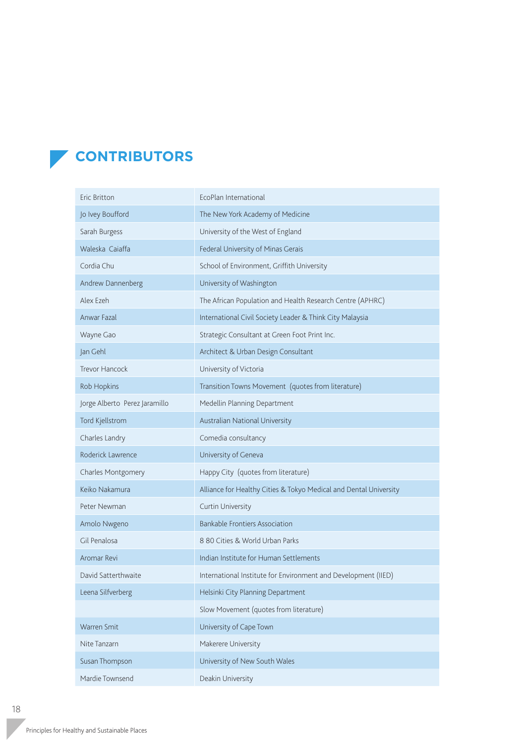## CONTRIBUTORS

| | |
|---|---|
| Eric Britton | EcoPlan International |
| Jo Ivey Boufford | The New York Academy of Medicine |
| Sarah Burgess | University of the West of England |
| Waleska Caiaffa | Federal University of Minas Gerais |
| Cordia Chu | School of Environment, Griffith University |
| Andrew Dannenberg | University of Washington |
| Alex Ezeh | The African Population and Health Research Centre (APHRC) |
| Anwar Fazal | International Civil Society Leader & Think City Malaysia |
| Wayne Gao | Strategic Consultant at Green Foot Print Inc. |
| Jan Gehl | Architect & Urban Design Consultant |
| Trevor Hancock | University of Victoria |
| Rob Hopkins | Transition Towns Movement (quotes from literature) |
| Jorge Alberto Perez Jaramillo | Medellin Planning Department |
| Tord Kjellstrom | Australian National University |
| Charles Landry | Comedia consultancy |
| Roderick Lawrence | University of Geneva |
| Charles Montgomery | Happy City (quotes from literature) |
| Keiko Nakamura | Alliance for Healthy Cities & Tokyo Medical and Dental University |
| Peter Newman | Curtin University |
| Amolo Nwgeno | Bankable Frontiers Association |
| Gil Penalosa | 8 80 Cities & World Urban Parks |
| Aromar Revi | Indian Institute for Human Settlements |
| David Satterthwaite | International Institute for Environment and Development (IIED) |
| Leena Silfverberg | Helsinki City Planning Department |
| | Slow Movement (quotes from literature) |
| Warren Smit | University of Cape Town |
| Nite Tanzarn | Makerere University |
| Susan Thompson | University of New South Wales |
| Mardie Townsend | Deakin University |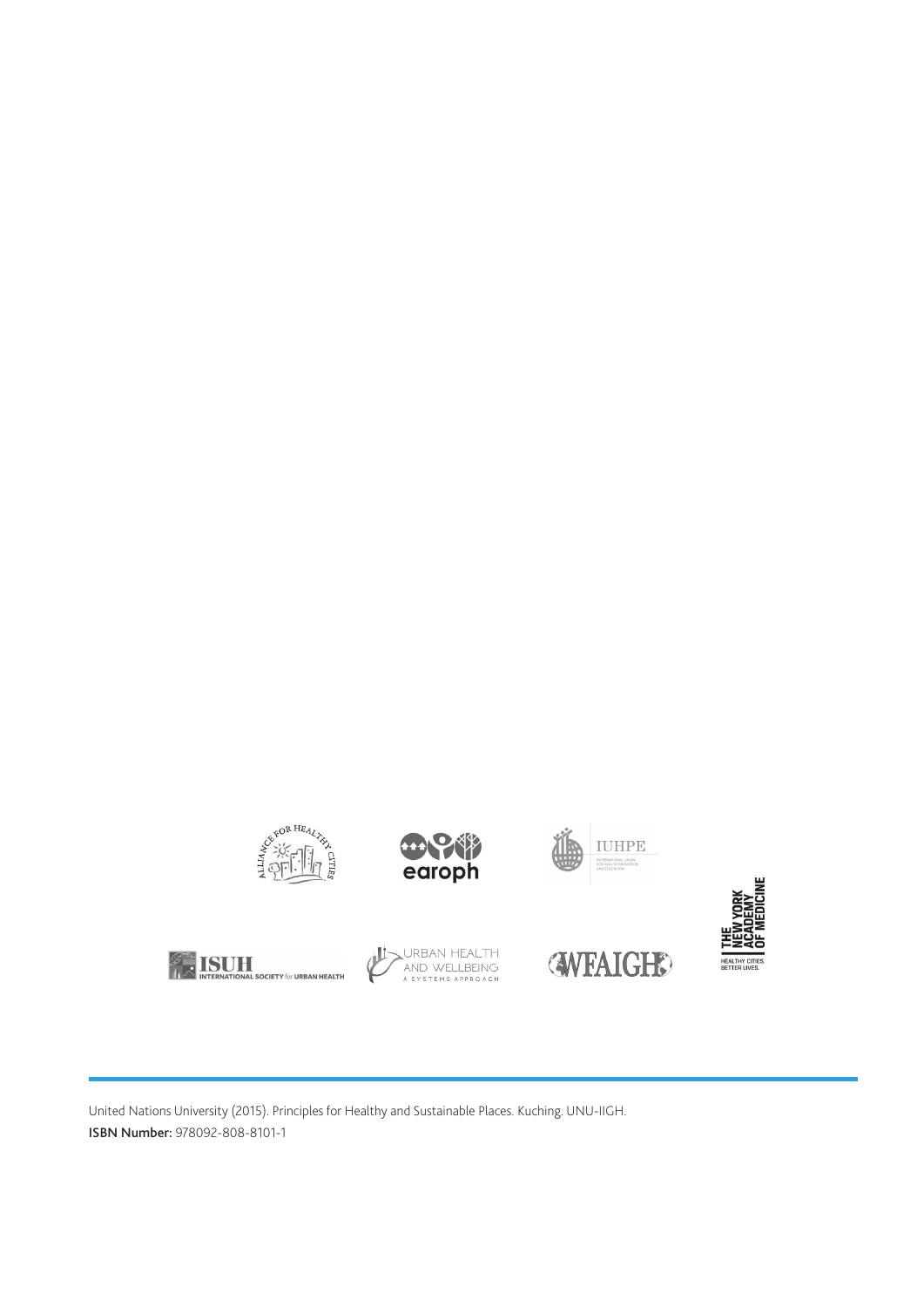United Nations University (2015). Principles for Healthy and Sustainable Places. Kuching. UNU-IIGH.

**ISBN Number:** 978092-808-8101-1